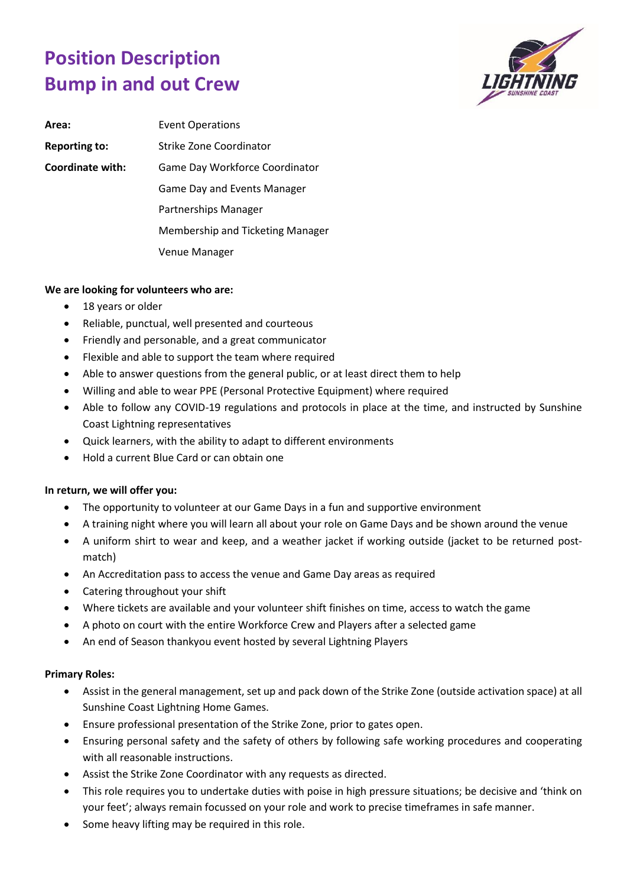# Position Description
# Bump in and out Crew

| | |
|---|---|
| **Area:** | Event Operations |
| **Reporting to:** | Strike Zone Coordinator |
| **Coordinate with:** | Game Day Workforce Coordinator |
| | Game Day and Events Manager |
| | Partnerships Manager |
| | Membership and Ticketing Manager |
| | Venue Manager |

**We are looking for volunteers who are:**

- 18 years or older
- Reliable, punctual, well presented and courteous
- Friendly and personable, and a great communicator
- Flexible and able to support the team where required
- Able to answer questions from the general public, or at least direct them to help
- Willing and able to wear PPE (Personal Protective Equipment) where required
- Able to follow any COVID-19 regulations and protocols in place at the time, and instructed by Sunshine Coast Lightning representatives
- Quick learners, with the ability to adapt to different environments
- Hold a current Blue Card or can obtain one

**In return, we will offer you:**

- The opportunity to volunteer at our Game Days in a fun and supportive environment
- A training night where you will learn all about your role on Game Days and be shown around the venue
- A uniform shirt to wear and keep, and a weather jacket if working outside (jacket to be returned post-match)
- An Accreditation pass to access the venue and Game Day areas as required
- Catering throughout your shift
- Where tickets are available and your volunteer shift finishes on time, access to watch the game
- A photo on court with the entire Workforce Crew and Players after a selected game
- An end of Season thankyou event hosted by several Lightning Players

**Primary Roles:**

- Assist in the general management, set up and pack down of the Strike Zone (outside activation space) at all Sunshine Coast Lightning Home Games.
- Ensure professional presentation of the Strike Zone, prior to gates open.
- Ensuring personal safety and the safety of others by following safe working procedures and cooperating with all reasonable instructions.
- Assist the Strike Zone Coordinator with any requests as directed.
- This role requires you to undertake duties with poise in high pressure situations; be decisive and 'think on your feet'; always remain focussed on your role and work to precise timeframes in safe manner.
- Some heavy lifting may be required in this role.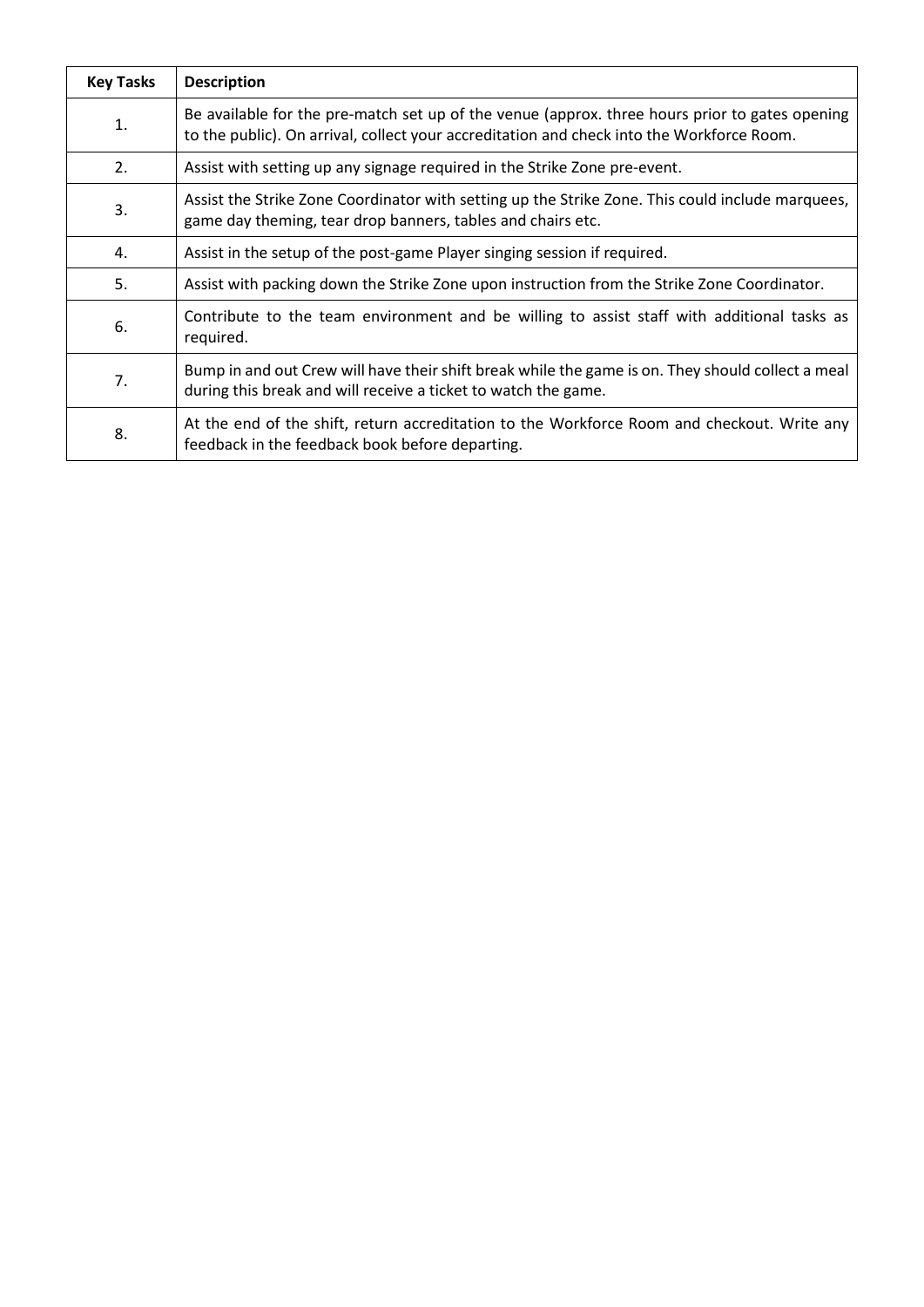| Key Tasks | Description |
| --- | --- |
| 1. | Be available for the pre-match set up of the venue (approx. three hours prior to gates opening to the public). On arrival, collect your accreditation and check into the Workforce Room. |
| 2. | Assist with setting up any signage required in the Strike Zone pre-event. |
| 3. | Assist the Strike Zone Coordinator with setting up the Strike Zone. This could include marquees, game day theming, tear drop banners, tables and chairs etc. |
| 4. | Assist in the setup of the post-game Player singing session if required. |
| 5. | Assist with packing down the Strike Zone upon instruction from the Strike Zone Coordinator. |
| 6. | Contribute to the team environment and be willing to assist staff with additional tasks as required. |
| 7. | Bump in and out Crew will have their shift break while the game is on. They should collect a meal during this break and will receive a ticket to watch the game. |
| 8. | At the end of the shift, return accreditation to the Workforce Room and checkout. Write any feedback in the feedback book before departing. |